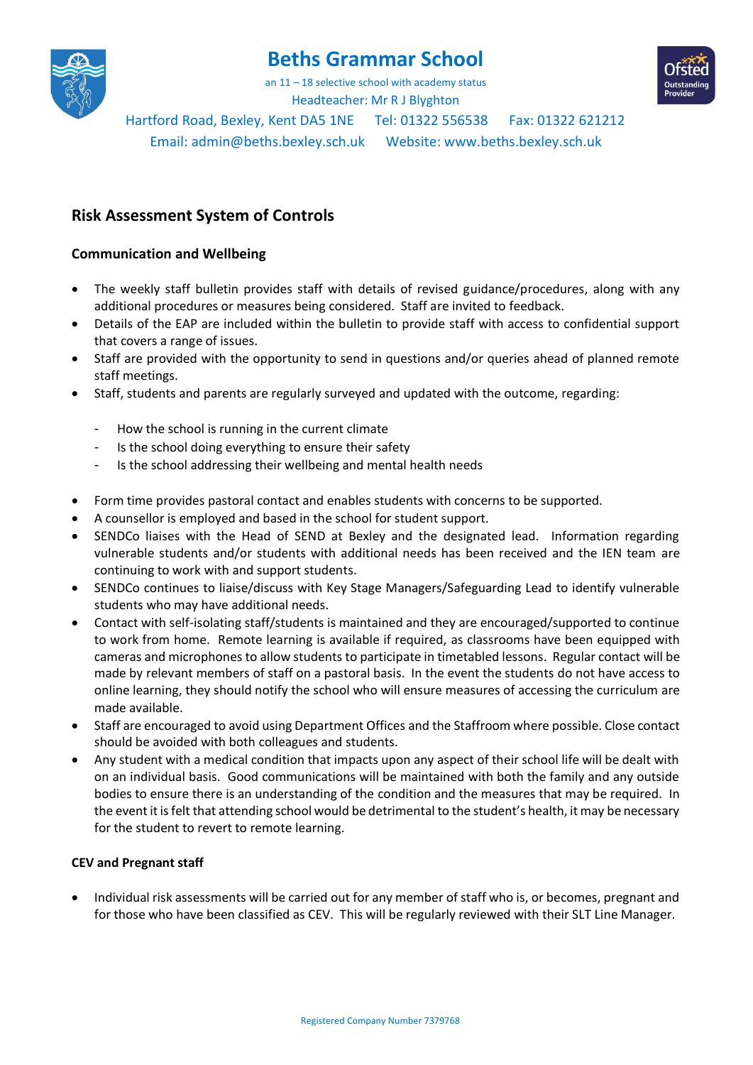# Beths Grammar School

an 11 – 18 selective school with academy status
Headteacher: Mr R J Blyghton
Hartford Road, Bexley, Kent DA5 1NE   Tel: 01322 556538   Fax: 01322 621212
Email: admin@beths.bexley.sch.uk   Website: www.beths.bexley.sch.uk

## Risk Assessment System of Controls

### Communication and Wellbeing

- The weekly staff bulletin provides staff with details of revised guidance/procedures, along with any additional procedures or measures being considered. Staff are invited to feedback.
- Details of the EAP are included within the bulletin to provide staff with access to confidential support that covers a range of issues.
- Staff are provided with the opportunity to send in questions and/or queries ahead of planned remote staff meetings.
- Staff, students and parents are regularly surveyed and updated with the outcome, regarding:
  - How the school is running in the current climate
  - Is the school doing everything to ensure their safety
  - Is the school addressing their wellbeing and mental health needs
- Form time provides pastoral contact and enables students with concerns to be supported.
- A counsellor is employed and based in the school for student support.
- SENDCo liaises with the Head of SEND at Bexley and the designated lead. Information regarding vulnerable students and/or students with additional needs has been received and the IEN team are continuing to work with and support students.
- SENDCo continues to liaise/discuss with Key Stage Managers/Safeguarding Lead to identify vulnerable students who may have additional needs.
- Contact with self-isolating staff/students is maintained and they are encouraged/supported to continue to work from home. Remote learning is available if required, as classrooms have been equipped with cameras and microphones to allow students to participate in timetabled lessons. Regular contact will be made by relevant members of staff on a pastoral basis. In the event the students do not have access to online learning, they should notify the school who will ensure measures of accessing the curriculum are made available.
- Staff are encouraged to avoid using Department Offices and the Staffroom where possible. Close contact should be avoided with both colleagues and students.
- Any student with a medical condition that impacts upon any aspect of their school life will be dealt with on an individual basis. Good communications will be maintained with both the family and any outside bodies to ensure there is an understanding of the condition and the measures that may be required. In the event it is felt that attending school would be detrimental to the student's health, it may be necessary for the student to revert to remote learning.

### CEV and Pregnant staff

- Individual risk assessments will be carried out for any member of staff who is, or becomes, pregnant and for those who have been classified as CEV. This will be regularly reviewed with their SLT Line Manager.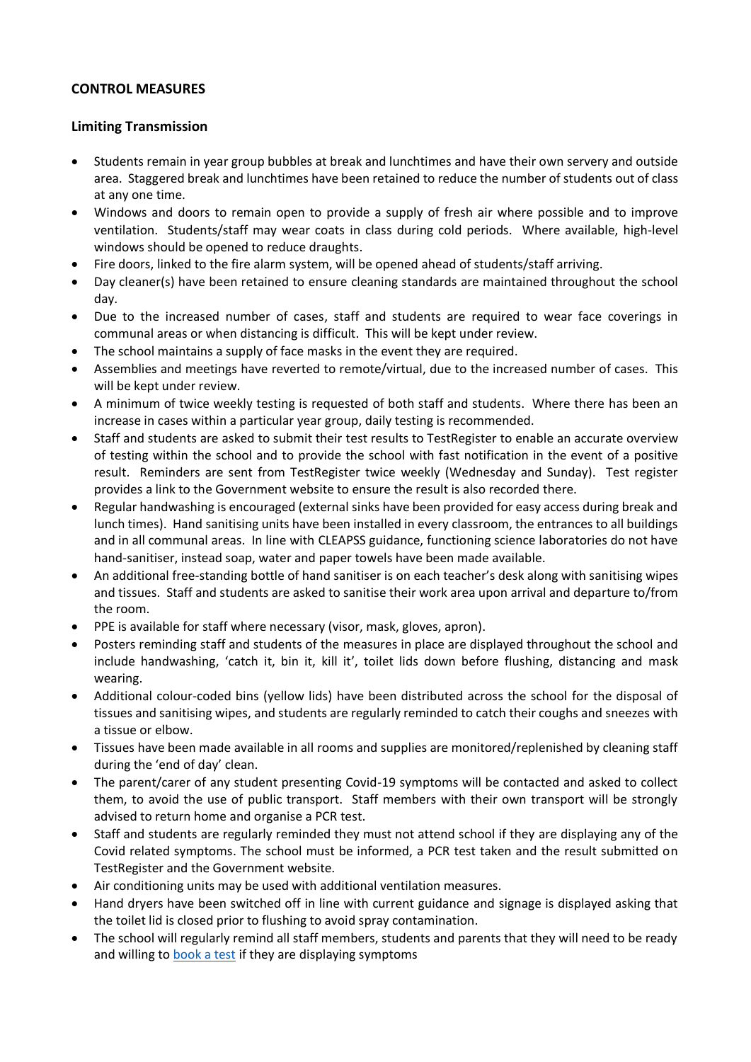## CONTROL MEASURES

### Limiting Transmission

- Students remain in year group bubbles at break and lunchtimes and have their own servery and outside area. Staggered break and lunchtimes have been retained to reduce the number of students out of class at any one time.
- Windows and doors to remain open to provide a supply of fresh air where possible and to improve ventilation. Students/staff may wear coats in class during cold periods. Where available, high-level windows should be opened to reduce draughts.
- Fire doors, linked to the fire alarm system, will be opened ahead of students/staff arriving.
- Day cleaner(s) have been retained to ensure cleaning standards are maintained throughout the school day.
- Due to the increased number of cases, staff and students are required to wear face coverings in communal areas or when distancing is difficult. This will be kept under review.
- The school maintains a supply of face masks in the event they are required.
- Assemblies and meetings have reverted to remote/virtual, due to the increased number of cases. This will be kept under review.
- A minimum of twice weekly testing is requested of both staff and students. Where there has been an increase in cases within a particular year group, daily testing is recommended.
- Staff and students are asked to submit their test results to TestRegister to enable an accurate overview of testing within the school and to provide the school with fast notification in the event of a positive result. Reminders are sent from TestRegister twice weekly (Wednesday and Sunday). Test register provides a link to the Government website to ensure the result is also recorded there.
- Regular handwashing is encouraged (external sinks have been provided for easy access during break and lunch times). Hand sanitising units have been installed in every classroom, the entrances to all buildings and in all communal areas. In line with CLEAPSS guidance, functioning science laboratories do not have hand-sanitiser, instead soap, water and paper towels have been made available.
- An additional free-standing bottle of hand sanitiser is on each teacher's desk along with sanitising wipes and tissues. Staff and students are asked to sanitise their work area upon arrival and departure to/from the room.
- PPE is available for staff where necessary (visor, mask, gloves, apron).
- Posters reminding staff and students of the measures in place are displayed throughout the school and include handwashing, 'catch it, bin it, kill it', toilet lids down before flushing, distancing and mask wearing.
- Additional colour-coded bins (yellow lids) have been distributed across the school for the disposal of tissues and sanitising wipes, and students are regularly reminded to catch their coughs and sneezes with a tissue or elbow.
- Tissues have been made available in all rooms and supplies are monitored/replenished by cleaning staff during the 'end of day' clean.
- The parent/carer of any student presenting Covid-19 symptoms will be contacted and asked to collect them, to avoid the use of public transport. Staff members with their own transport will be strongly advised to return home and organise a PCR test.
- Staff and students are regularly reminded they must not attend school if they are displaying any of the Covid related symptoms. The school must be informed, a PCR test taken and the result submitted on TestRegister and the Government website.
- Air conditioning units may be used with additional ventilation measures.
- Hand dryers have been switched off in line with current guidance and signage is displayed asking that the toilet lid is closed prior to flushing to avoid spray contamination.
- The school will regularly remind all staff members, students and parents that they will need to be ready and willing to book a test if they are displaying symptoms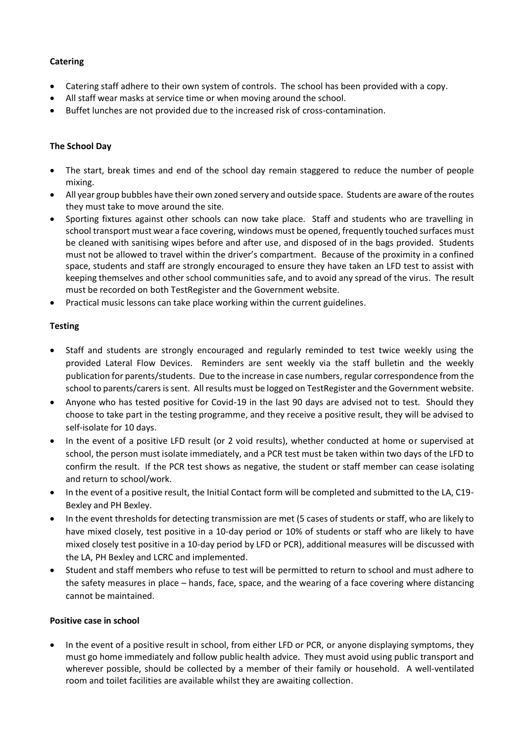**Catering**

- Catering staff adhere to their own system of controls. The school has been provided with a copy.
- All staff wear masks at service time or when moving around the school.
- Buffet lunches are not provided due to the increased risk of cross-contamination.

**The School Day**

- The start, break times and end of the school day remain staggered to reduce the number of people mixing.
- All year group bubbles have their own zoned servery and outside space. Students are aware of the routes they must take to move around the site.
- Sporting fixtures against other schools can now take place. Staff and students who are travelling in school transport must wear a face covering, windows must be opened, frequently touched surfaces must be cleaned with sanitising wipes before and after use, and disposed of in the bags provided. Students must not be allowed to travel within the driver's compartment. Because of the proximity in a confined space, students and staff are strongly encouraged to ensure they have taken an LFD test to assist with keeping themselves and other school communities safe, and to avoid any spread of the virus. The result must be recorded on both TestRegister and the Government website.
- Practical music lessons can take place working within the current guidelines.

**Testing**

- Staff and students are strongly encouraged and regularly reminded to test twice weekly using the provided Lateral Flow Devices. Reminders are sent weekly via the staff bulletin and the weekly publication for parents/students. Due to the increase in case numbers, regular correspondence from the school to parents/carers is sent. All results must be logged on TestRegister and the Government website.
- Anyone who has tested positive for Covid-19 in the last 90 days are advised not to test. Should they choose to take part in the testing programme, and they receive a positive result, they will be advised to self-isolate for 10 days.
- In the event of a positive LFD result (or 2 void results), whether conducted at home or supervised at school, the person must isolate immediately, and a PCR test must be taken within two days of the LFD to confirm the result. If the PCR test shows as negative, the student or staff member can cease isolating and return to school/work.
- In the event of a positive result, the Initial Contact form will be completed and submitted to the LA, C19-Bexley and PH Bexley.
- In the event thresholds for detecting transmission are met (5 cases of students or staff, who are likely to have mixed closely, test positive in a 10-day period or 10% of students or staff who are likely to have mixed closely test positive in a 10-day period by LFD or PCR), additional measures will be discussed with the LA, PH Bexley and LCRC and implemented.
- Student and staff members who refuse to test will be permitted to return to school and must adhere to the safety measures in place – hands, face, space, and the wearing of a face covering where distancing cannot be maintained.

**Positive case in school**

- In the event of a positive result in school, from either LFD or PCR, or anyone displaying symptoms, they must go home immediately and follow public health advice. They must avoid using public transport and wherever possible, should be collected by a member of their family or household. A well-ventilated room and toilet facilities are available whilst they are awaiting collection.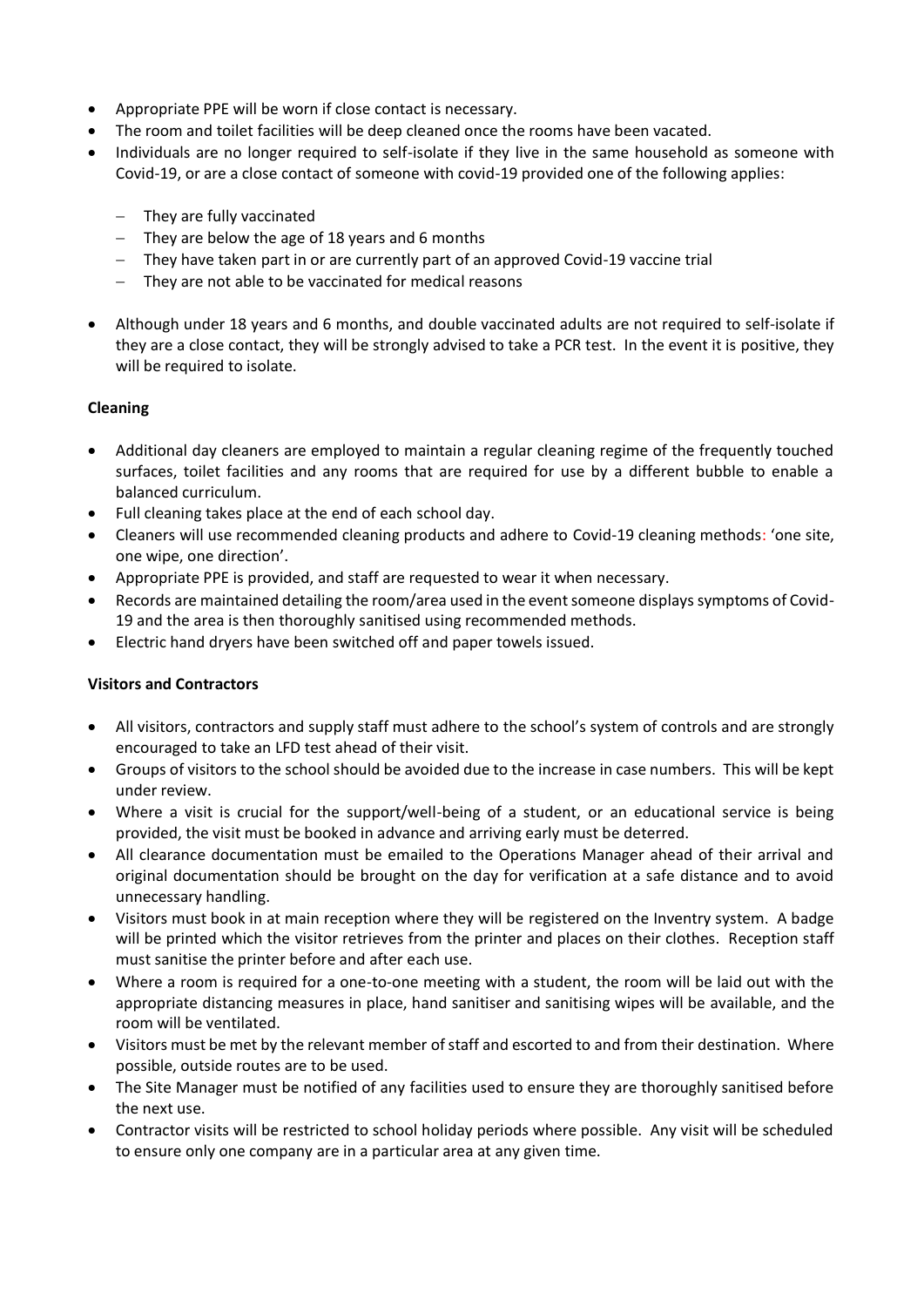- Appropriate PPE will be worn if close contact is necessary.
- The room and toilet facilities will be deep cleaned once the rooms have been vacated.
- Individuals are no longer required to self-isolate if they live in the same household as someone with Covid-19, or are a close contact of someone with covid-19 provided one of the following applies:
  - They are fully vaccinated
  - They are below the age of 18 years and 6 months
  - They have taken part in or are currently part of an approved Covid-19 vaccine trial
  - They are not able to be vaccinated for medical reasons
- Although under 18 years and 6 months, and double vaccinated adults are not required to self-isolate if they are a close contact, they will be strongly advised to take a PCR test. In the event it is positive, they will be required to isolate.

**Cleaning**

- Additional day cleaners are employed to maintain a regular cleaning regime of the frequently touched surfaces, toilet facilities and any rooms that are required for use by a different bubble to enable a balanced curriculum.
- Full cleaning takes place at the end of each school day.
- Cleaners will use recommended cleaning products and adhere to Covid-19 cleaning methods: 'one site, one wipe, one direction'.
- Appropriate PPE is provided, and staff are requested to wear it when necessary.
- Records are maintained detailing the room/area used in the event someone displays symptoms of Covid-19 and the area is then thoroughly sanitised using recommended methods.
- Electric hand dryers have been switched off and paper towels issued.

**Visitors and Contractors**

- All visitors, contractors and supply staff must adhere to the school's system of controls and are strongly encouraged to take an LFD test ahead of their visit.
- Groups of visitors to the school should be avoided due to the increase in case numbers. This will be kept under review.
- Where a visit is crucial for the support/well-being of a student, or an educational service is being provided, the visit must be booked in advance and arriving early must be deterred.
- All clearance documentation must be emailed to the Operations Manager ahead of their arrival and original documentation should be brought on the day for verification at a safe distance and to avoid unnecessary handling.
- Visitors must book in at main reception where they will be registered on the Inventry system. A badge will be printed which the visitor retrieves from the printer and places on their clothes. Reception staff must sanitise the printer before and after each use.
- Where a room is required for a one-to-one meeting with a student, the room will be laid out with the appropriate distancing measures in place, hand sanitiser and sanitising wipes will be available, and the room will be ventilated.
- Visitors must be met by the relevant member of staff and escorted to and from their destination. Where possible, outside routes are to be used.
- The Site Manager must be notified of any facilities used to ensure they are thoroughly sanitised before the next use.
- Contractor visits will be restricted to school holiday periods where possible. Any visit will be scheduled to ensure only one company are in a particular area at any given time.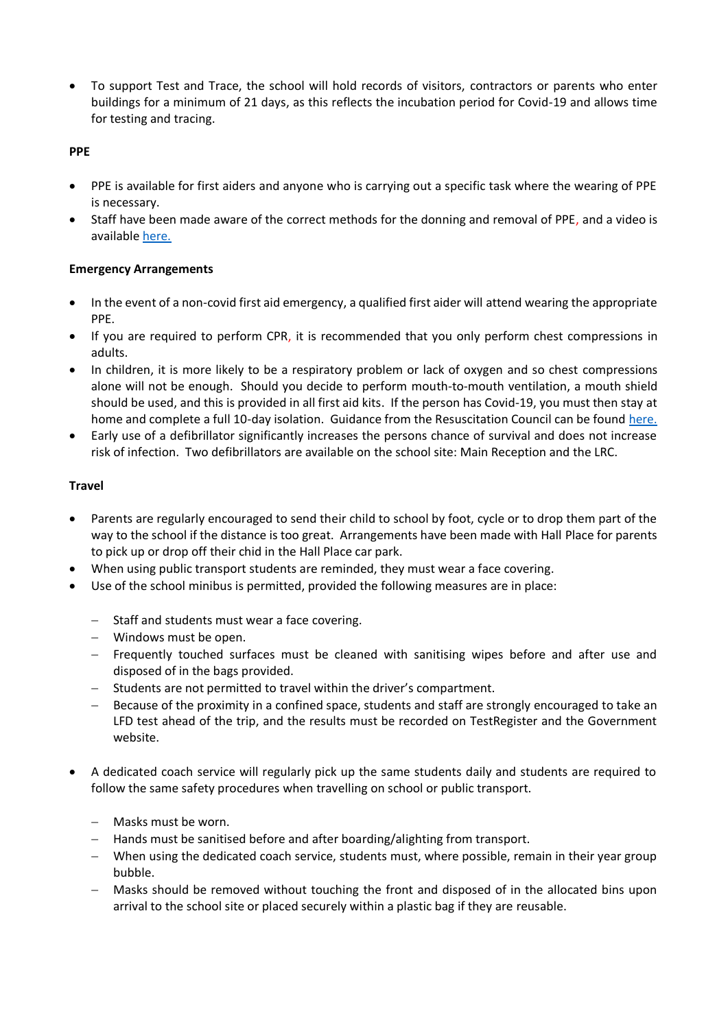- To support Test and Trace, the school will hold records of visitors, contractors or parents who enter buildings for a minimum of 21 days, as this reflects the incubation period for Covid-19 and allows time for testing and tracing.

**PPE**

- PPE is available for first aiders and anyone who is carrying out a specific task where the wearing of PPE is necessary.
- Staff have been made aware of the correct methods for the donning and removal of PPE, and a video is available here.

**Emergency Arrangements**

- In the event of a non-covid first aid emergency, a qualified first aider will attend wearing the appropriate PPE.
- If you are required to perform CPR, it is recommended that you only perform chest compressions in adults.
- In children, it is more likely to be a respiratory problem or lack of oxygen and so chest compressions alone will not be enough. Should you decide to perform mouth-to-mouth ventilation, a mouth shield should be used, and this is provided in all first aid kits. If the person has Covid-19, you must then stay at home and complete a full 10-day isolation. Guidance from the Resuscitation Council can be found here.
- Early use of a defibrillator significantly increases the persons chance of survival and does not increase risk of infection. Two defibrillators are available on the school site: Main Reception and the LRC.

**Travel**

- Parents are regularly encouraged to send their child to school by foot, cycle or to drop them part of the way to the school if the distance is too great. Arrangements have been made with Hall Place for parents to pick up or drop off their chid in the Hall Place car park.
- When using public transport students are reminded, they must wear a face covering.
- Use of the school minibus is permitted, provided the following measures are in place:
  - Staff and students must wear a face covering.
  - Windows must be open.
  - Frequently touched surfaces must be cleaned with sanitising wipes before and after use and disposed of in the bags provided.
  - Students are not permitted to travel within the driver's compartment.
  - Because of the proximity in a confined space, students and staff are strongly encouraged to take an LFD test ahead of the trip, and the results must be recorded on TestRegister and the Government website.
- A dedicated coach service will regularly pick up the same students daily and students are required to follow the same safety procedures when travelling on school or public transport.
  - Masks must be worn.
  - Hands must be sanitised before and after boarding/alighting from transport.
  - When using the dedicated coach service, students must, where possible, remain in their year group bubble.
  - Masks should be removed without touching the front and disposed of in the allocated bins upon arrival to the school site or placed securely within a plastic bag if they are reusable.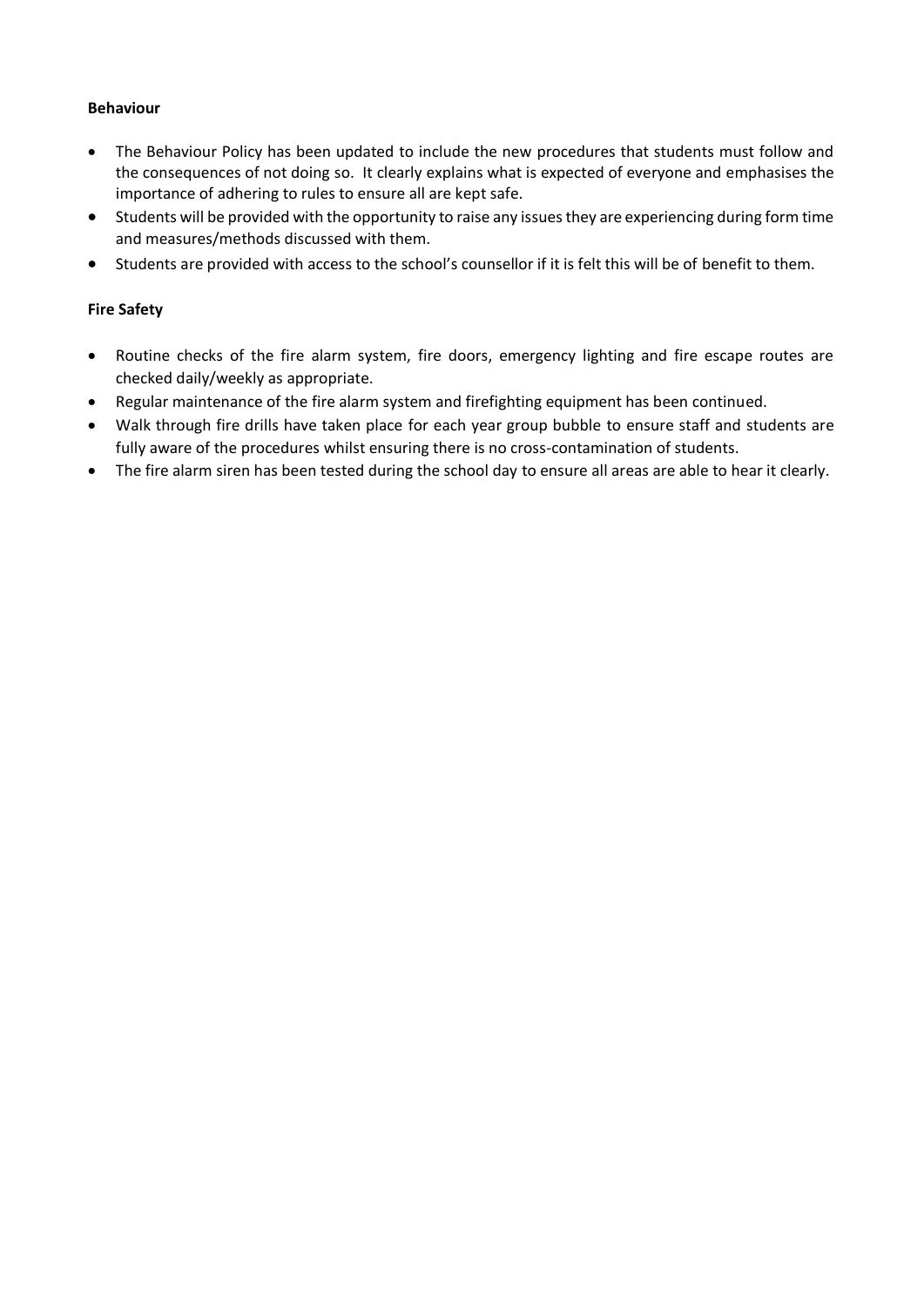**Behaviour**

- The Behaviour Policy has been updated to include the new procedures that students must follow and the consequences of not doing so. It clearly explains what is expected of everyone and emphasises the importance of adhering to rules to ensure all are kept safe.
- Students will be provided with the opportunity to raise any issues they are experiencing during form time and measures/methods discussed with them.
- Students are provided with access to the school's counsellor if it is felt this will be of benefit to them.

**Fire Safety**

- Routine checks of the fire alarm system, fire doors, emergency lighting and fire escape routes are checked daily/weekly as appropriate.
- Regular maintenance of the fire alarm system and firefighting equipment has been continued.
- Walk through fire drills have taken place for each year group bubble to ensure staff and students are fully aware of the procedures whilst ensuring there is no cross-contamination of students.
- The fire alarm siren has been tested during the school day to ensure all areas are able to hear it clearly.